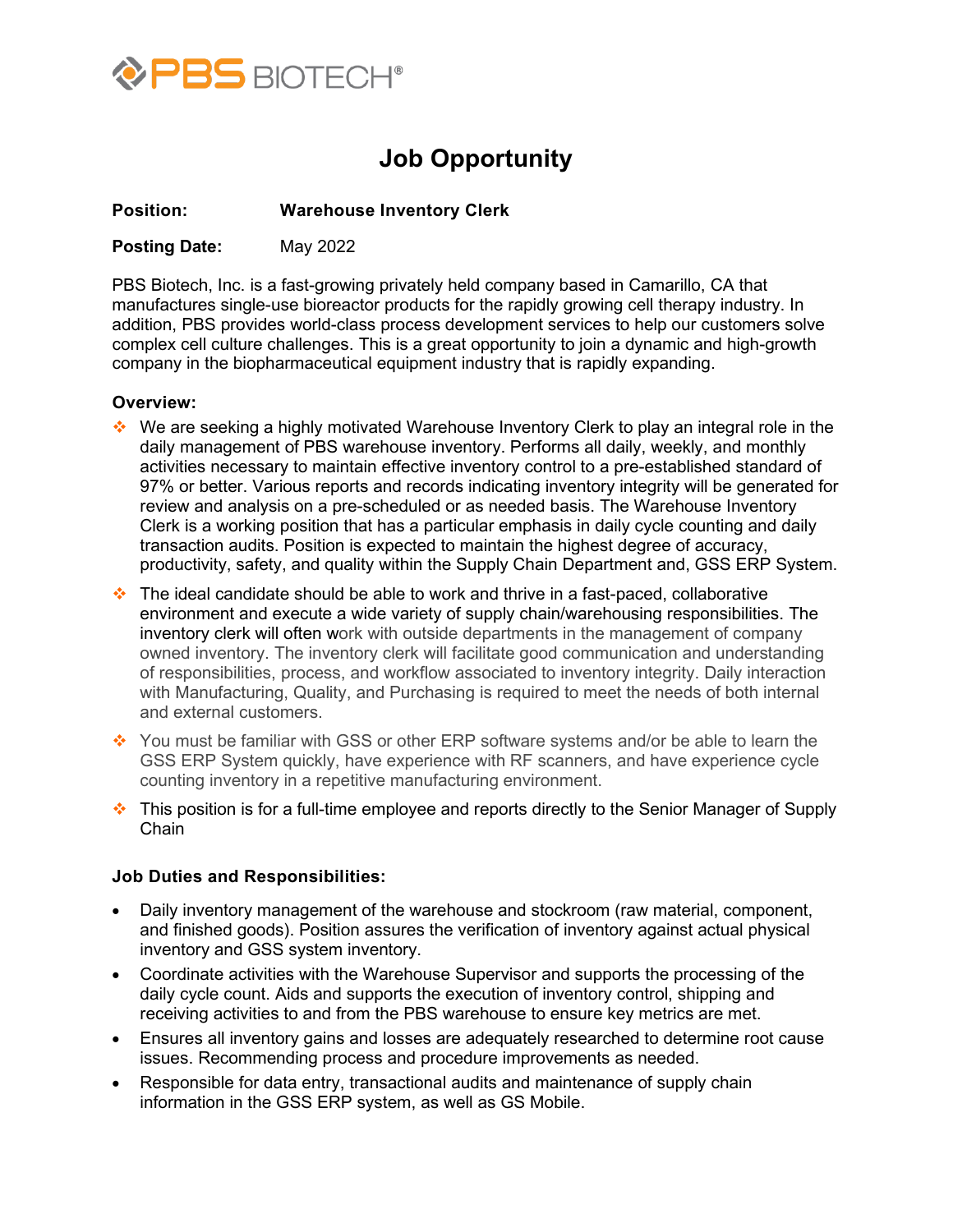PBS BIOTECH®

# Job Opportunity

**Position:** **Warehouse Inventory Clerk**

**Posting Date:** May 2022

PBS Biotech, Inc. is a fast-growing privately held company based in Camarillo, CA that manufactures single-use bioreactor products for the rapidly growing cell therapy industry. In addition, PBS provides world-class process development services to help our customers solve complex cell culture challenges. This is a great opportunity to join a dynamic and high-growth company in the biopharmaceutical equipment industry that is rapidly expanding.

**Overview:**

- We are seeking a highly motivated Warehouse Inventory Clerk to play an integral role in the daily management of PBS warehouse inventory. Performs all daily, weekly, and monthly activities necessary to maintain effective inventory control to a pre-established standard of 97% or better. Various reports and records indicating inventory integrity will be generated for review and analysis on a pre-scheduled or as needed basis. The Warehouse Inventory Clerk is a working position that has a particular emphasis in daily cycle counting and daily transaction audits. Position is expected to maintain the highest degree of accuracy, productivity, safety, and quality within the Supply Chain Department and, GSS ERP System.
- The ideal candidate should be able to work and thrive in a fast-paced, collaborative environment and execute a wide variety of supply chain/warehousing responsibilities. The inventory clerk will often work with outside departments in the management of company owned inventory. The inventory clerk will facilitate good communication and understanding of responsibilities, process, and workflow associated to inventory integrity. Daily interaction with Manufacturing, Quality, and Purchasing is required to meet the needs of both internal and external customers.
- You must be familiar with GSS or other ERP software systems and/or be able to learn the GSS ERP System quickly, have experience with RF scanners, and have experience cycle counting inventory in a repetitive manufacturing environment.
- This position is for a full-time employee and reports directly to the Senior Manager of Supply Chain

**Job Duties and Responsibilities:**

- Daily inventory management of the warehouse and stockroom (raw material, component, and finished goods). Position assures the verification of inventory against actual physical inventory and GSS system inventory.
- Coordinate activities with the Warehouse Supervisor and supports the processing of the daily cycle count. Aids and supports the execution of inventory control, shipping and receiving activities to and from the PBS warehouse to ensure key metrics are met.
- Ensures all inventory gains and losses are adequately researched to determine root cause issues. Recommending process and procedure improvements as needed.
- Responsible for data entry, transactional audits and maintenance of supply chain information in the GSS ERP system, as well as GS Mobile.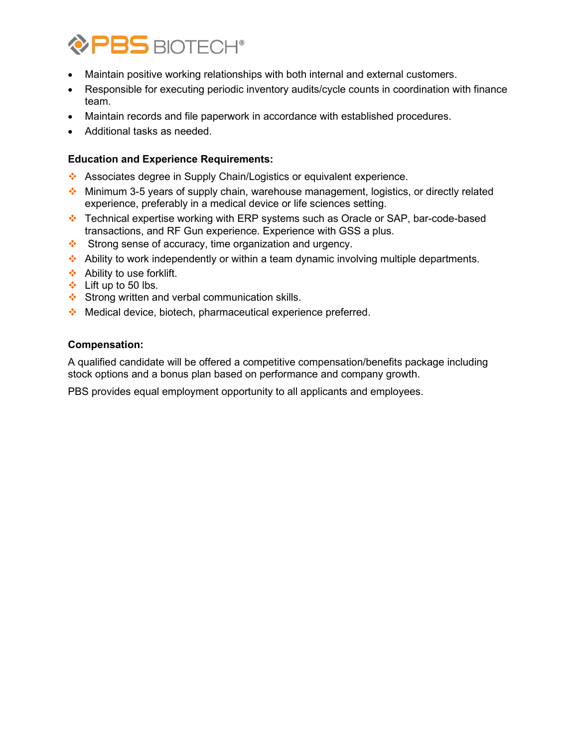- Maintain positive working relationships with both internal and external customers.
- Responsible for executing periodic inventory audits/cycle counts in coordination with finance team.
- Maintain records and file paperwork in accordance with established procedures.
- Additional tasks as needed.

**Education and Experience Requirements:**

- Associates degree in Supply Chain/Logistics or equivalent experience.
- Minimum 3-5 years of supply chain, warehouse management, logistics, or directly related experience, preferably in a medical device or life sciences setting.
- Technical expertise working with ERP systems such as Oracle or SAP, bar-code-based transactions, and RF Gun experience. Experience with GSS a plus.
- Strong sense of accuracy, time organization and urgency.
- Ability to work independently or within a team dynamic involving multiple departments.
- Ability to use forklift.
- Lift up to 50 lbs.
- Strong written and verbal communication skills.
- Medical device, biotech, pharmaceutical experience preferred.

**Compensation:**

A qualified candidate will be offered a competitive compensation/benefits package including stock options and a bonus plan based on performance and company growth.

PBS provides equal employment opportunity to all applicants and employees.